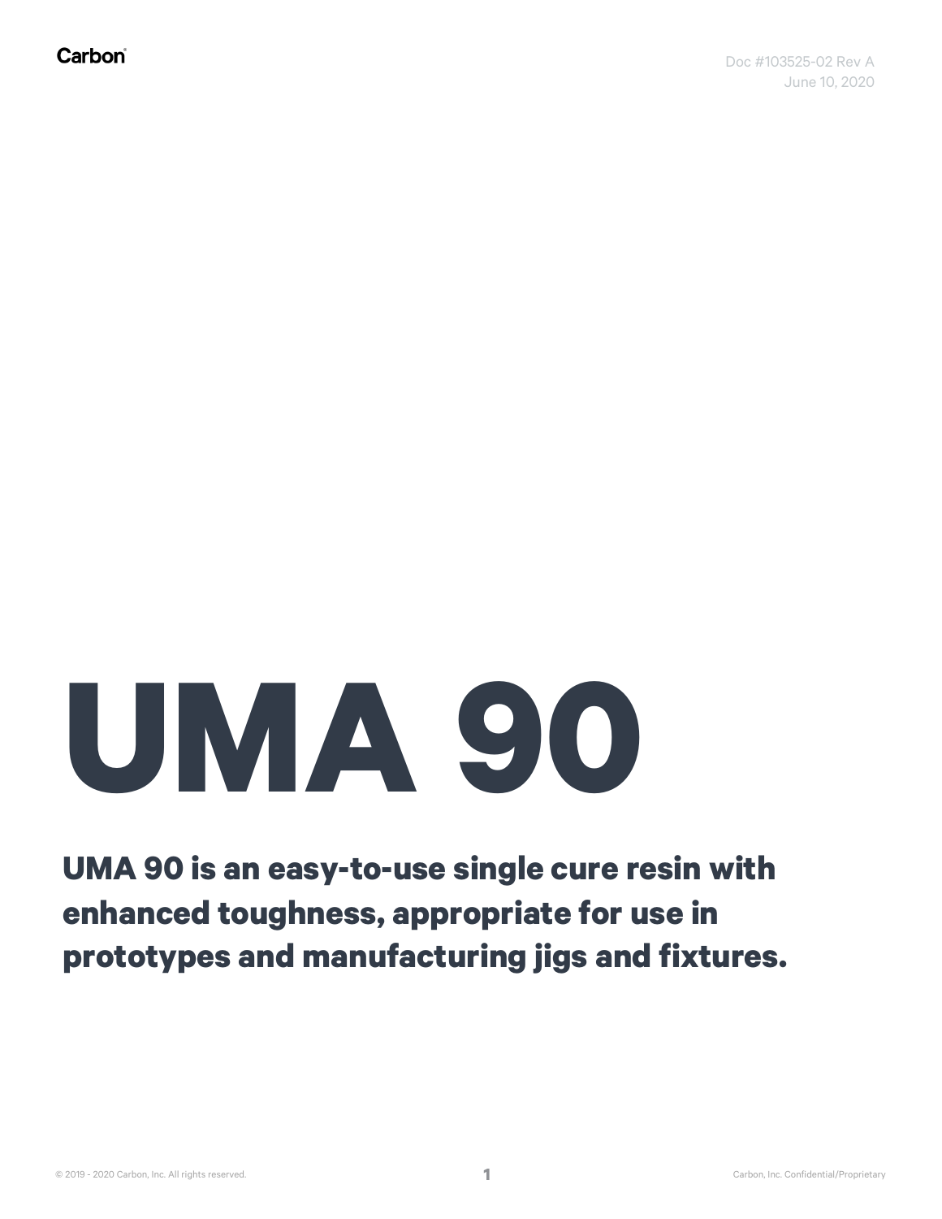Carbon

Doc #103525-02 Rev A
June 10, 2020

# UMA 90

**UMA 90 is an easy-to-use single cure resin with enhanced toughness, appropriate for use in prototypes and manufacturing jigs and fixtures.**

© 2019 - 2020 Carbon, Inc. All rights reserved.

Carbon, Inc. Confidential/Proprietary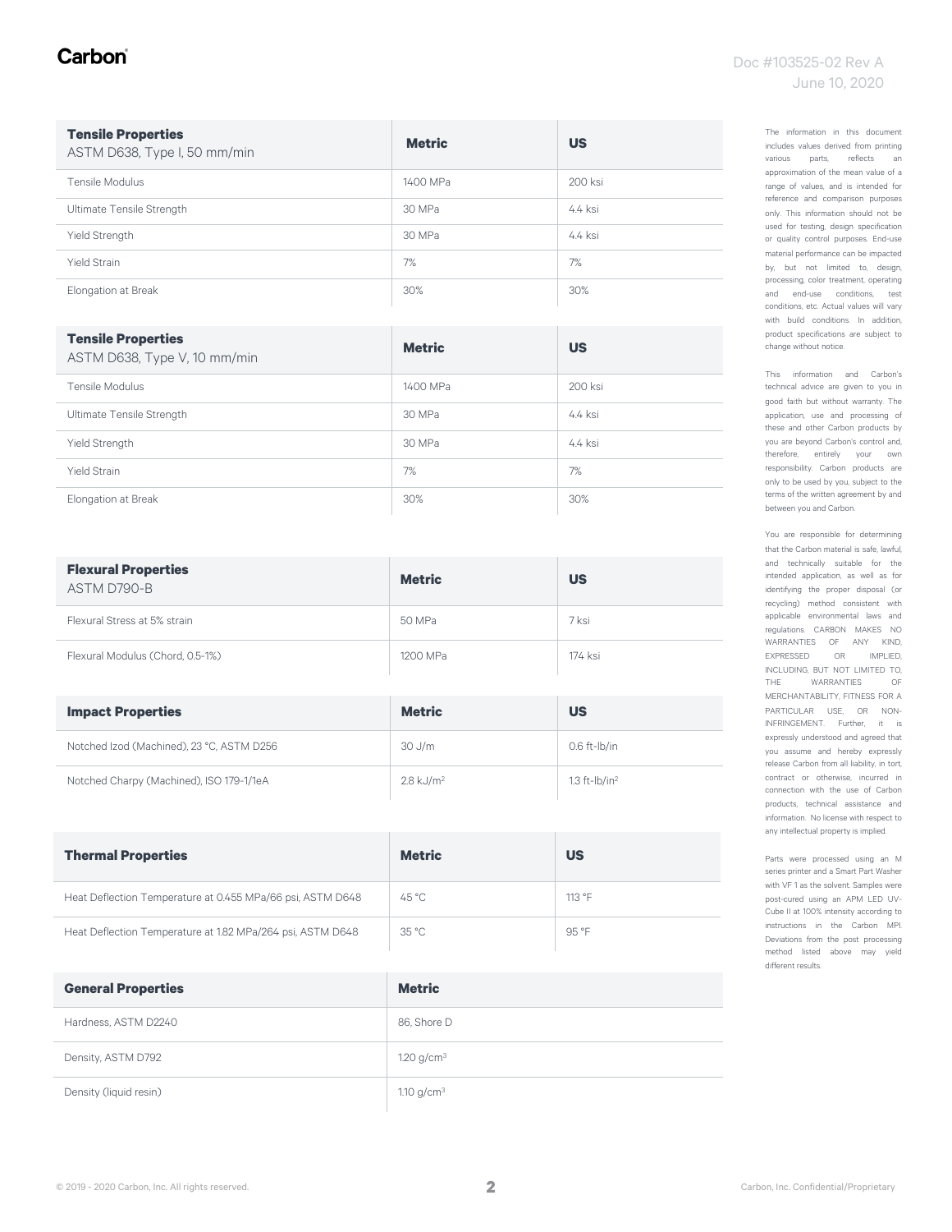| **Tensile Properties** ASTM D638, Type I, 50 mm/min | **Metric** | **US** |
|---|---|---|
| Tensile Modulus | 1400 MPa | 200 ksi |
| Ultimate Tensile Strength | 30 MPa | 4.4 ksi |
| Yield Strength | 30 MPa | 4.4 ksi |
| Yield Strain | 7% | 7% |
| Elongation at Break | 30% | 30% |

| **Tensile Properties** ASTM D638, Type V, 10 mm/min | **Metric** | **US** |
|---|---|---|
| Tensile Modulus | 1400 MPa | 200 ksi |
| Ultimate Tensile Strength | 30 MPa | 4.4 ksi |
| Yield Strength | 30 MPa | 4.4 ksi |
| Yield Strain | 7% | 7% |
| Elongation at Break | 30% | 30% |

| **Flexural Properties** ASTM D790-B | **Metric** | **US** |
|---|---|---|
| Flexural Stress at 5% strain | 50 MPa | 7 ksi |
| Flexural Modulus (Chord, 0.5-1%) | 1200 MPa | 174 ksi |

| **Impact Properties** | **Metric** | **US** |
|---|---|---|
| Notched Izod (Machined), 23 °C, ASTM D256 | 30 J/m | 0.6 ft-lb/in |
| Notched Charpy (Machined), ISO 179-1/1eA | 2.8 kJ/m$^2$ | 1.3 ft-lb/in$^2$ |

| **Thermal Properties** | **Metric** | **US** |
|---|---|---|
| Heat Deflection Temperature at 0.455 MPa/66 psi, ASTM D648 | 45 °C | 113 °F |
| Heat Deflection Temperature at 1.82 MPa/264 psi, ASTM D648 | 35 °C | 95 °F |

| **General Properties** | **Metric** |
|---|---|
| Hardness, ASTM D2240 | 86, Shore D |
| Density, ASTM D792 | 1.20 g/cm$^3$ |
| Density (liquid resin) | 1.10 g/cm$^3$ |

The information in this document includes values derived from printing various parts, reflects an approximation of the mean value of a range of values, and is intended for reference and comparison purposes only. This information should not be used for testing, design specification or quality control purposes. End-use material performance can be impacted by, but not limited to, design, processing, color treatment, operating and end-use conditions, test conditions, etc. Actual values will vary with build conditions. In addition, product specifications are subject to change without notice.

This information and Carbon's technical advice are given to you in good faith but without warranty. The application, use and processing of these and other Carbon products by you are beyond Carbon's control and, therefore, entirely your own responsibility. Carbon products are only to be used by you, subject to the terms of the written agreement by and between you and Carbon.

You are responsible for determining that the Carbon material is safe, lawful, and technically suitable for the intended application, as well as for identifying the proper disposal (or recycling) method consistent with applicable environmental laws and regulations. CARBON MAKES NO WARRANTIES OF ANY KIND, EXPRESSED OR IMPLIED, INCLUDING, BUT NOT LIMITED TO, THE WARRANTIES OF MERCHANTABILITY, FITNESS FOR A PARTICULAR USE, OR NON-INFRINGEMENT. Further, it is expressly understood and agreed that you assume and hereby expressly release Carbon from all liability, in tort, contract or otherwise, incurred in connection with the use of Carbon products, technical assistance and information. No license with respect to any intellectual property is implied.

Parts were processed using an M series printer and a Smart Part Washer with VF 1 as the solvent. Samples were post-cured using an APM LED UV-Cube II at 100% intensity according to instructions in the Carbon MPI. Deviations from the post processing method listed above may yield different results.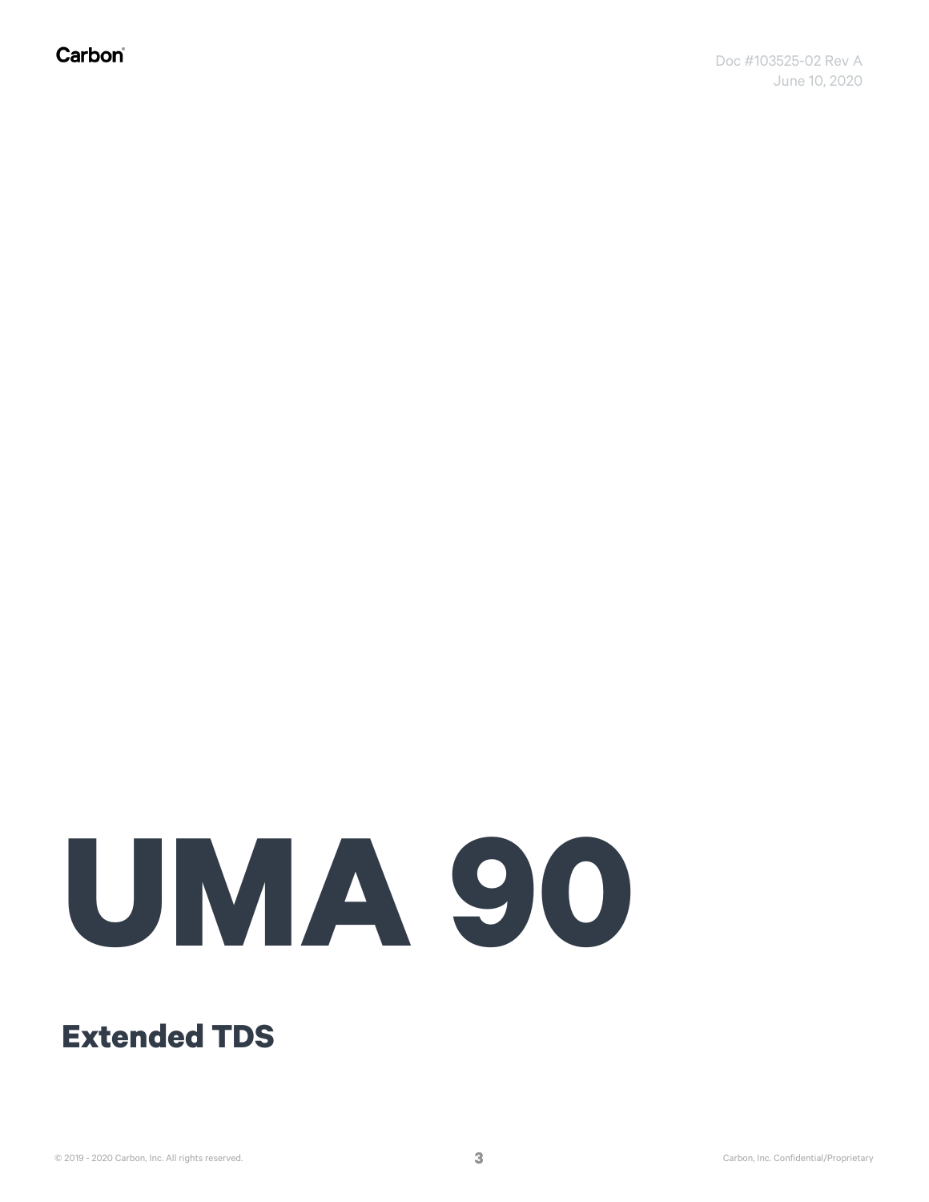# UMA 90

## Extended TDS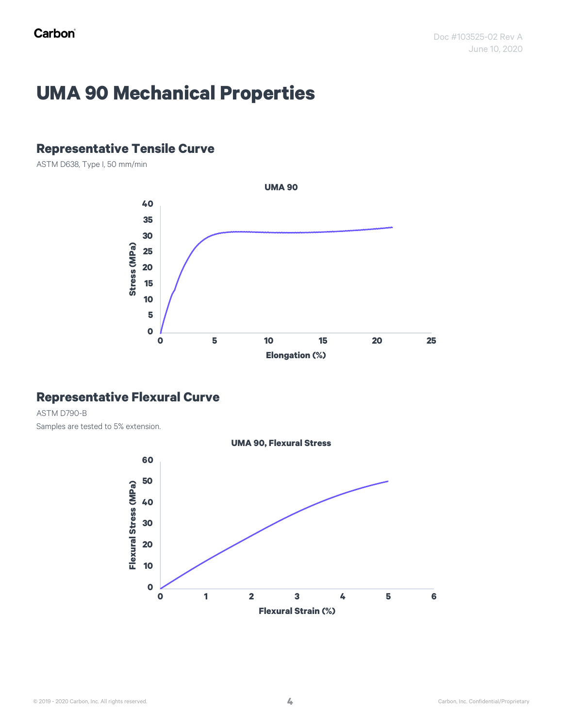# UMA 90 Mechanical Properties

## Representative Tensile Curve

ASTM D638, Type I, 50 mm/min

## Representative Flexural Curve

ASTM D790-B

Samples are tested to 5% extension.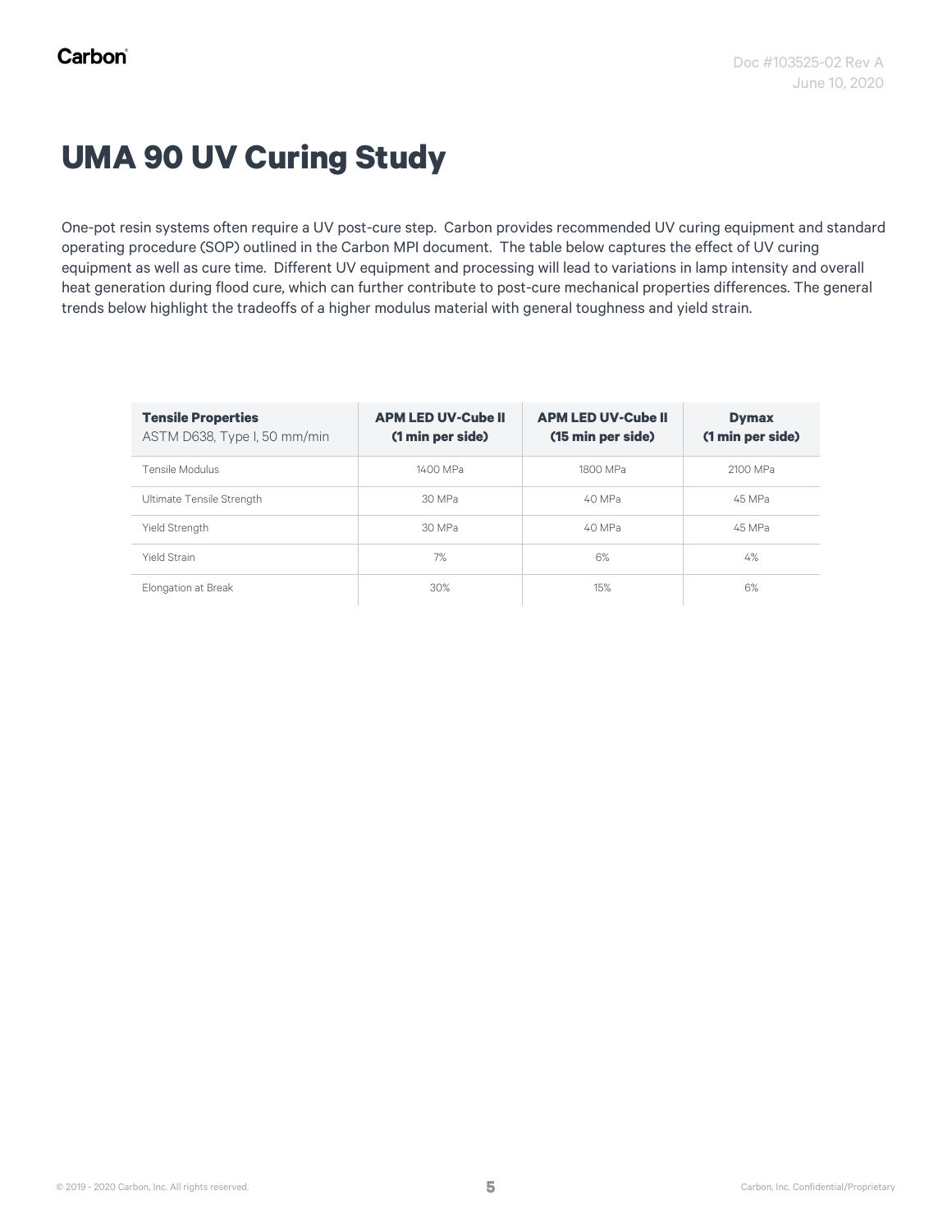# UMA 90 UV Curing Study

One-pot resin systems often require a UV post-cure step. Carbon provides recommended UV curing equipment and standard operating procedure (SOP) outlined in the Carbon MPI document. The table below captures the effect of UV curing equipment as well as cure time. Different UV equipment and processing will lead to variations in lamp intensity and overall heat generation during flood cure, which can further contribute to post-cure mechanical properties differences. The general trends below highlight the tradeoffs of a higher modulus material with general toughness and yield strain.

| **Tensile Properties** ASTM D638, Type I, 50 mm/min | **APM LED UV-Cube II (1 min per side)** | **APM LED UV-Cube II (15 min per side)** | **Dymax (1 min per side)** |
|---|---|---|---|
| Tensile Modulus | 1400 MPa | 1800 MPa | 2100 MPa |
| Ultimate Tensile Strength | 30 MPa | 40 MPa | 45 MPa |
| Yield Strength | 30 MPa | 40 MPa | 45 MPa |
| Yield Strain | 7% | 6% | 4% |
| Elongation at Break | 30% | 15% | 6% |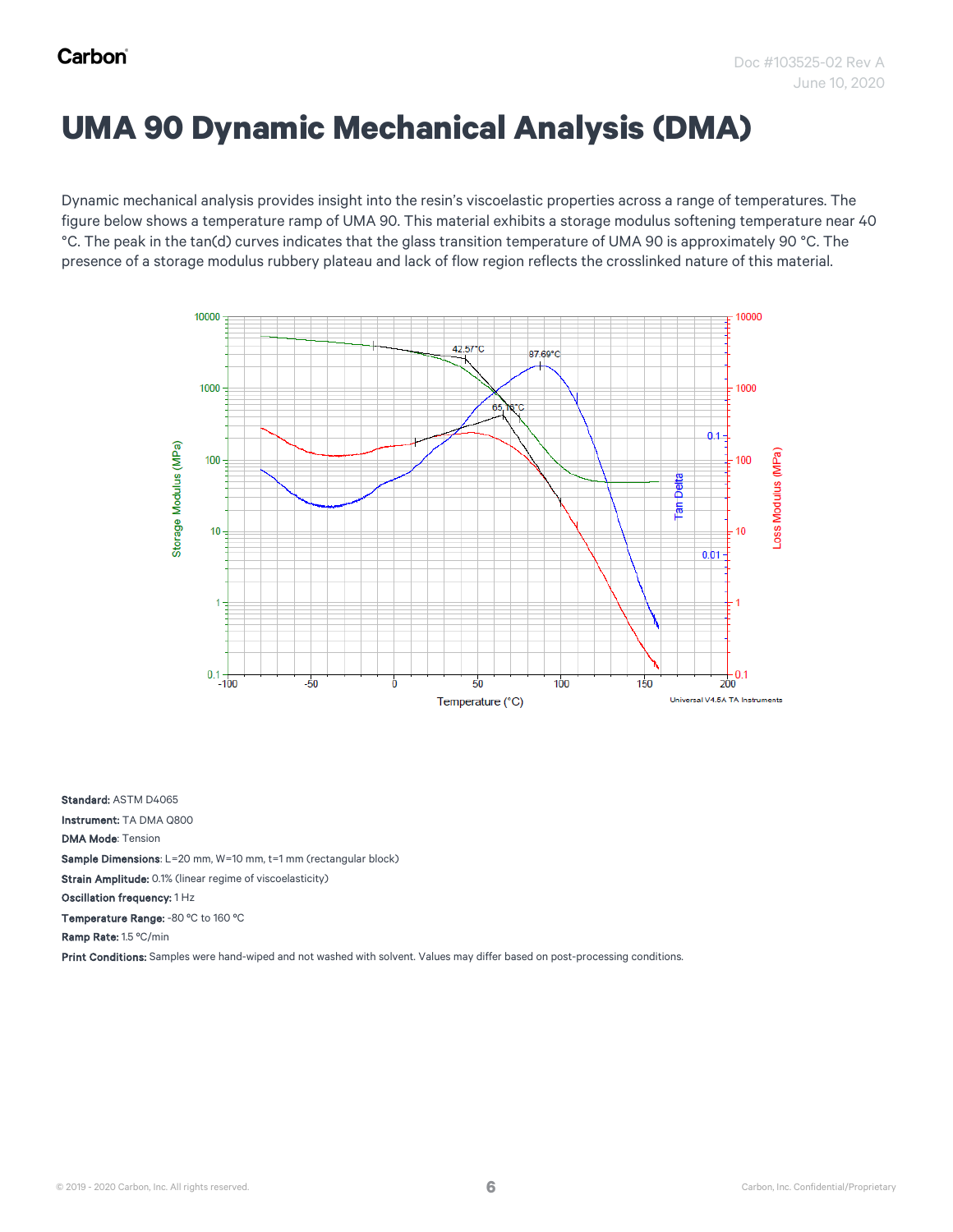# UMA 90 Dynamic Mechanical Analysis (DMA)

Dynamic mechanical analysis provides insight into the resin's viscoelastic properties across a range of temperatures. The figure below shows a temperature ramp of UMA 90. This material exhibits a storage modulus softening temperature near 40 °C. The peak in the tan(d) curves indicates that the glass transition temperature of UMA 90 is approximately 90 °C. The presence of a storage modulus rubbery plateau and lack of flow region reflects the crosslinked nature of this material.

**Standard:** ASTM D4065

**Instrument:** TA DMA Q800

**DMA Mode**: Tension

**Sample Dimensions**: L=20 mm, W=10 mm, t=1 mm (rectangular block)

**Strain Amplitude:** 0.1% (linear regime of viscoelasticity)

**Oscillation frequency:** 1 Hz

**Temperature Range:** -80 °C to 160 °C

**Ramp Rate:** 1.5 °C/min

**Print Conditions:** Samples were hand-wiped and not washed with solvent. Values may differ based on post-processing conditions.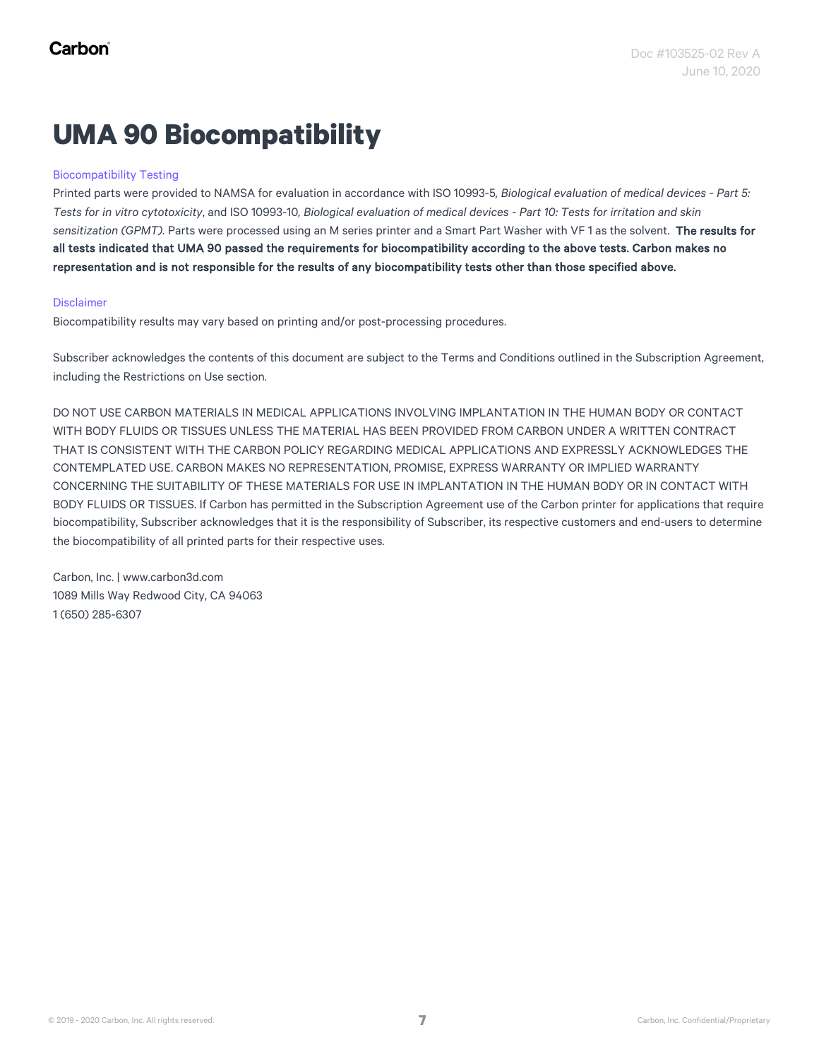# UMA 90 Biocompatibility

## Biocompatibility Testing

Printed parts were provided to NAMSA for evaluation in accordance with ISO 10993-5, *Biological evaluation of medical devices - Part 5: Tests for in vitro cytotoxicity*, and ISO 10993-10, *Biological evaluation of medical devices - Part 10: Tests for irritation and skin sensitization (GPMT).* Parts were processed using an M series printer and a Smart Part Washer with VF 1 as the solvent. **The results for all tests indicated that UMA 90 passed the requirements for biocompatibility according to the above tests. Carbon makes no representation and is not responsible for the results of any biocompatibility tests other than those specified above.**

## Disclaimer

Biocompatibility results may vary based on printing and/or post-processing procedures.

Subscriber acknowledges the contents of this document are subject to the Terms and Conditions outlined in the Subscription Agreement, including the Restrictions on Use section.

DO NOT USE CARBON MATERIALS IN MEDICAL APPLICATIONS INVOLVING IMPLANTATION IN THE HUMAN BODY OR CONTACT WITH BODY FLUIDS OR TISSUES UNLESS THE MATERIAL HAS BEEN PROVIDED FROM CARBON UNDER A WRITTEN CONTRACT THAT IS CONSISTENT WITH THE CARBON POLICY REGARDING MEDICAL APPLICATIONS AND EXPRESSLY ACKNOWLEDGES THE CONTEMPLATED USE. CARBON MAKES NO REPRESENTATION, PROMISE, EXPRESS WARRANTY OR IMPLIED WARRANTY CONCERNING THE SUITABILITY OF THESE MATERIALS FOR USE IN IMPLANTATION IN THE HUMAN BODY OR IN CONTACT WITH BODY FLUIDS OR TISSUES. If Carbon has permitted in the Subscription Agreement use of the Carbon printer for applications that require biocompatibility, Subscriber acknowledges that it is the responsibility of Subscriber, its respective customers and end-users to determine the biocompatibility of all printed parts for their respective uses.

Carbon, Inc. | www.carbon3d.com
1089 Mills Way Redwood City, CA 94063
1 (650) 285-6307